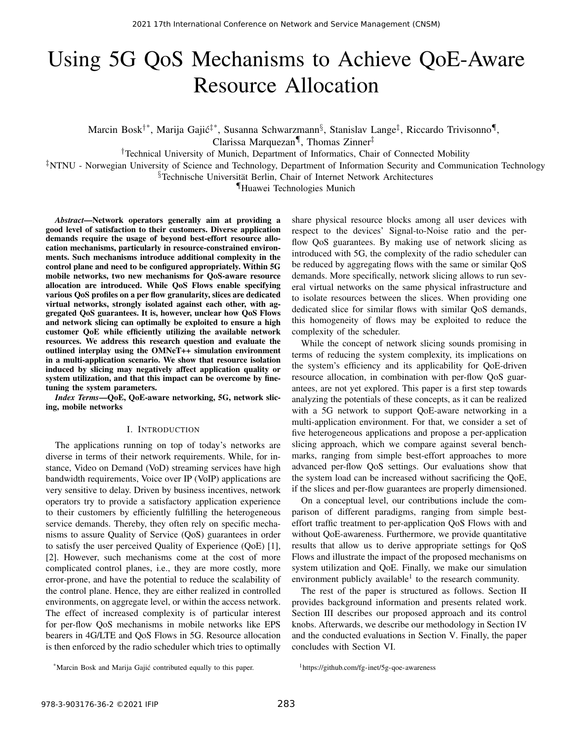# Using 5G QoS Mechanisms to Achieve QoE-Aware Resource Allocation

Marcin Bosk[†*], Marija Gajić[‡*], Susanna Schwarzmann[§], Stanislav Lange[‡], Riccardo Trivisonno[¶], Clarissa Marquezan[¶], Thomas Zinner[‡]

[†]Technical University of Munich, Department of Informatics, Chair of Connected Mobility

[‡]NTNU - Norwegian University of Science and Technology, Department of Information Security and Communication Technology

[§]Technische Universität Berlin, Chair of Internet Network Architectures

[¶]Huawei Technologies Munich

***Abstract*—Network operators generally aim at providing a good level of satisfaction to their customers. Diverse application demands require the usage of beyond best-effort resource allocation mechanisms, particularly in resource-constrained environments. Such mechanisms introduce additional complexity in the control plane and need to be configured appropriately. Within 5G mobile networks, two new mechanisms for QoS-aware resource allocation are introduced. While QoS Flows enable specifying various QoS profiles on a per flow granularity, slices are dedicated virtual networks, strongly isolated against each other, with aggregated QoS guarantees. It is, however, unclear how QoS Flows and network slicing can optimally be exploited to ensure a high customer QoE while efficiently utilizing the available network resources. We address this research question and evaluate the outlined interplay using the OMNeT++ simulation environment in a multi-application scenario. We show that resource isolation induced by slicing may negatively affect application quality or system utilization, and that this impact can be overcome by fine-tuning the system parameters.**

***Index Terms*—QoE, QoE-aware networking, 5G, network slicing, mobile networks**

## I. Introduction

The applications running on top of today's networks are diverse in terms of their network requirements. While, for instance, Video on Demand (VoD) streaming services have high bandwidth requirements, Voice over IP (VoIP) applications are very sensitive to delay. Driven by business incentives, network operators try to provide a satisfactory application experience to their customers by efficiently fulfilling the heterogeneous service demands. Thereby, they often rely on specific mechanisms to assure Quality of Service (QoS) guarantees in order to satisfy the user perceived Quality of Experience (QoE) [1], [2]. However, such mechanisms come at the cost of more complicated control planes, i.e., they are more costly, more error-prone, and have the potential to reduce the scalability of the control plane. Hence, they are either realized in controlled environments, on aggregate level, or within the access network. The effect of increased complexity is of particular interest for per-flow QoS mechanisms in mobile networks like EPS bearers in 4G/LTE and QoS Flows in 5G. Resource allocation is then enforced by the radio scheduler which tries to optimally share physical resource blocks among all user devices with respect to the devices' Signal-to-Noise ratio and the per-flow QoS guarantees. By making use of network slicing as introduced with 5G, the complexity of the radio scheduler can be reduced by aggregating flows with the same or similar QoS demands. More specifically, network slicing allows to run several virtual networks on the same physical infrastructure and to isolate resources between the slices. When providing one dedicated slice for similar flows with similar QoS demands, this homogeneity of flows may be exploited to reduce the complexity of the scheduler.

While the concept of network slicing sounds promising in terms of reducing the system complexity, its implications on the system's efficiency and its applicability for QoE-driven resource allocation, in combination with per-flow QoS guarantees, are not yet explored. This paper is a first step towards analyzing the potentials of these concepts, as it can be realized with a 5G network to support QoE-aware networking in a multi-application environment. For that, we consider a set of five heterogeneous applications and propose a per-application slicing approach, which we compare against several benchmarks, ranging from simple best-effort approaches to more advanced per-flow QoS settings. Our evaluations show that the system load can be increased without sacrificing the QoE, if the slices and per-flow guarantees are properly dimensioned.

On a conceptual level, our contributions include the comparison of different paradigms, ranging from simple best-effort traffic treatment to per-application QoS Flows with and without QoE-awareness. Furthermore, we provide quantitative results that allow us to derive appropriate settings for QoS Flows and illustrate the impact of the proposed mechanisms on system utilization and QoE. Finally, we make our simulation environment publicly available[1] to the research community.

The rest of the paper is structured as follows. Section II provides background information and presents related work. Section III describes our proposed approach and its control knobs. Afterwards, we describe our methodology in Section IV and the conducted evaluations in Section V. Finally, the paper concludes with Section VI.

[*]Marcin Bosk and Marija Gajić contributed equally to this paper.

[1]https://github.com/fg-inet/5g-qoe-awareness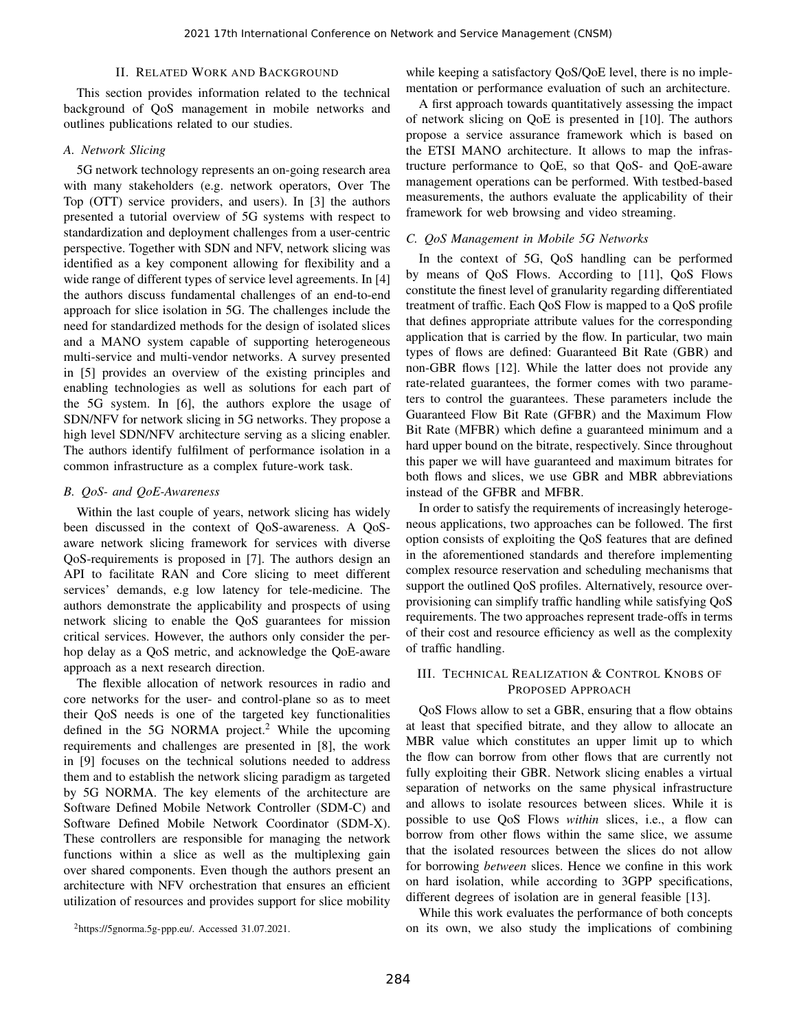## II. Related Work and Background

This section provides information related to the technical background of QoS management in mobile networks and outlines publications related to our studies.

### A. Network Slicing

5G network technology represents an on-going research area with many stakeholders (e.g. network operators, Over The Top (OTT) service providers, and users). In [3] the authors presented a tutorial overview of 5G systems with respect to standardization and deployment challenges from a user-centric perspective. Together with SDN and NFV, network slicing was identified as a key component allowing for flexibility and a wide range of different types of service level agreements. In [4] the authors discuss fundamental challenges of an end-to-end approach for slice isolation in 5G. The challenges include the need for standardized methods for the design of isolated slices and a MANO system capable of supporting heterogeneous multi-service and multi-vendor networks. A survey presented in [5] provides an overview of the existing principles and enabling technologies as well as solutions for each part of the 5G system. In [6], the authors explore the usage of SDN/NFV for network slicing in 5G networks. They propose a high level SDN/NFV architecture serving as a slicing enabler. The authors identify fulfilment of performance isolation in a common infrastructure as a complex future-work task.

### B. QoS- and QoE-Awareness

Within the last couple of years, network slicing has widely been discussed in the context of QoS-awareness. A QoS-aware network slicing framework for services with diverse QoS-requirements is proposed in [7]. The authors design an API to facilitate RAN and Core slicing to meet different services' demands, e.g low latency for tele-medicine. The authors demonstrate the applicability and prospects of using network slicing to enable the QoS guarantees for mission critical services. However, the authors only consider the per-hop delay as a QoS metric, and acknowledge the QoE-aware approach as a next research direction.

The flexible allocation of network resources in radio and core networks for the user- and control-plane so as to meet their QoS needs is one of the targeted key functionalities defined in the 5G NORMA project.[2] While the upcoming requirements and challenges are presented in [8], the work in [9] focuses on the technical solutions needed to address them and to establish the network slicing paradigm as targeted by 5G NORMA. The key elements of the architecture are Software Defined Mobile Network Controller (SDM-C) and Software Defined Mobile Network Coordinator (SDM-X). These controllers are responsible for managing the network functions within a slice as well as the multiplexing gain over shared components. Even though the authors present an architecture with NFV orchestration that ensures an efficient utilization of resources and provides support for slice mobility while keeping a satisfactory QoS/QoE level, there is no implementation or performance evaluation of such an architecture.

A first approach towards quantitatively assessing the impact of network slicing on QoE is presented in [10]. The authors propose a service assurance framework which is based on the ETSI MANO architecture. It allows to map the infrastructure performance to QoE, so that QoS- and QoE-aware management operations can be performed. With testbed-based measurements, the authors evaluate the applicability of their framework for web browsing and video streaming.

### C. QoS Management in Mobile 5G Networks

In the context of 5G, QoS handling can be performed by means of QoS Flows. According to [11], QoS Flows constitute the finest level of granularity regarding differentiated treatment of traffic. Each QoS Flow is mapped to a QoS profile that defines appropriate attribute values for the corresponding application that is carried by the flow. In particular, two main types of flows are defined: Guaranteed Bit Rate (GBR) and non-GBR flows [12]. While the latter does not provide any rate-related guarantees, the former comes with two parameters to control the guarantees. These parameters include the Guaranteed Flow Bit Rate (GFBR) and the Maximum Flow Bit Rate (MFBR) which define a guaranteed minimum and a hard upper bound on the bitrate, respectively. Since throughout this paper we will have guaranteed and maximum bitrates for both flows and slices, we use GBR and MBR abbreviations instead of the GFBR and MFBR.

In order to satisfy the requirements of increasingly heterogeneous applications, two approaches can be followed. The first option consists of exploiting the QoS features that are defined in the aforementioned standards and therefore implementing complex resource reservation and scheduling mechanisms that support the outlined QoS profiles. Alternatively, resource over-provisioning can simplify traffic handling while satisfying QoS requirements. The two approaches represent trade-offs in terms of their cost and resource efficiency as well as the complexity of traffic handling.

## III. Technical Realization & Control Knobs of Proposed Approach

QoS Flows allow to set a GBR, ensuring that a flow obtains at least that specified bitrate, and they allow to allocate an MBR value which constitutes an upper limit up to which the flow can borrow from other flows that are currently not fully exploiting their GBR. Network slicing enables a virtual separation of networks on the same physical infrastructure and allows to isolate resources between slices. While it is possible to use QoS Flows *within* slices, i.e., a flow can borrow from other flows within the same slice, we assume that the isolated resources between the slices do not allow for borrowing *between* slices. Hence we confine in this work on hard isolation, while according to 3GPP specifications, different degrees of isolation are in general feasible [13].

While this work evaluates the performance of both concepts on its own, we also study the implications of combining

[2] https://5gnorma.5g-ppp.eu/. Accessed 31.07.2021.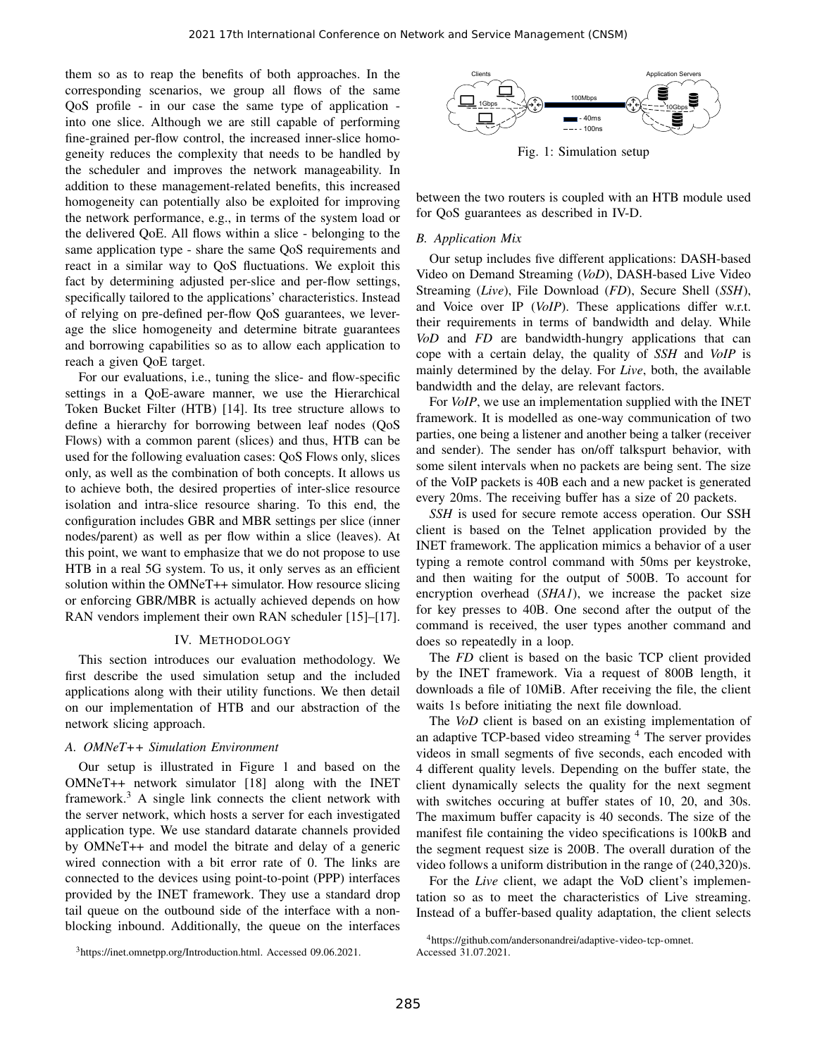them so as to reap the benefits of both approaches. In the corresponding scenarios, we group all flows of the same QoS profile - in our case the same type of application - into one slice. Although we are still capable of performing fine-grained per-flow control, the increased inner-slice homogeneity reduces the complexity that needs to be handled by the scheduler and improves the network manageability. In addition to these management-related benefits, this increased homogeneity can potentially also be exploited for improving the network performance, e.g., in terms of the system load or the delivered QoE. All flows within a slice - belonging to the same application type - share the same QoS requirements and react in a similar way to QoS fluctuations. We exploit this fact by determining adjusted per-slice and per-flow settings, specifically tailored to the applications' characteristics. Instead of relying on pre-defined per-flow QoS guarantees, we leverage the slice homogeneity and determine bitrate guarantees and borrowing capabilities so as to allow each application to reach a given QoE target.

For our evaluations, i.e., tuning the slice- and flow-specific settings in a QoE-aware manner, we use the Hierarchical Token Bucket Filter (HTB) [14]. Its tree structure allows to define a hierarchy for borrowing between leaf nodes (QoS Flows) with a common parent (slices) and thus, HTB can be used for the following evaluation cases: QoS Flows only, slices only, as well as the combination of both concepts. It allows us to achieve both, the desired properties of inter-slice resource isolation and intra-slice resource sharing. To this end, the configuration includes GBR and MBR settings per slice (inner nodes/parent) as well as per flow within a slice (leaves). At this point, we want to emphasize that we do not propose to use HTB in a real 5G system. To us, it only serves as an efficient solution within the OMNeT++ simulator. How resource slicing or enforcing GBR/MBR is actually achieved depends on how RAN vendors implement their own RAN scheduler [15]–[17].

## IV. Methodology

This section introduces our evaluation methodology. We first describe the used simulation setup and the included applications along with their utility functions. We then detail on our implementation of HTB and our abstraction of the network slicing approach.

### A. OMNeT++ Simulation Environment

Our setup is illustrated in Figure 1 and based on the OMNeT++ network simulator [18] along with the INET framework.[3] A single link connects the client network with the server network, which hosts a server for each investigated application type. We use standard datarate channels provided by OMNeT++ and model the bitrate and delay of a generic wired connection with a bit error rate of 0. The links are connected to the devices using point-to-point (PPP) interfaces provided by the INET framework. They use a standard drop tail queue on the outbound side of the interface with a non-blocking inbound. Additionally, the queue on the interfaces between the two routers is coupled with an HTB module used for QoS guarantees as described in IV-D.

Fig. 1: Simulation setup

### B. Application Mix

Our setup includes five different applications: DASH-based Video on Demand Streaming (*VoD*), DASH-based Live Video Streaming (*Live*), File Download (*FD*), Secure Shell (*SSH*), and Voice over IP (*VoIP*). These applications differ w.r.t. their requirements in terms of bandwidth and delay. While *VoD* and *FD* are bandwidth-hungry applications that can cope with a certain delay, the quality of *SSH* and *VoIP* is mainly determined by the delay. For *Live*, both, the available bandwidth and the delay, are relevant factors.

For *VoIP*, we use an implementation supplied with the INET framework. It is modelled as one-way communication of two parties, one being a listener and another being a talker (receiver and sender). The sender has on/off talkspurt behavior, with some silent intervals when no packets are being sent. The size of the VoIP packets is 40B each and a new packet is generated every 20ms. The receiving buffer has a size of 20 packets.

*SSH* is used for secure remote access operation. Our SSH client is based on the Telnet application provided by the INET framework. The application mimics a behavior of a user typing a remote control command with 50ms per keystroke, and then waiting for the output of 500B. To account for encryption overhead (*SHA1*), we increase the packet size for key presses to 40B. One second after the output of the command is received, the user types another command and does so repeatedly in a loop.

The *FD* client is based on the basic TCP client provided by the INET framework. Via a request of 800B length, it downloads a file of 10MiB. After receiving the file, the client waits 1s before initiating the next file download.

The *VoD* client is based on an existing implementation of an adaptive TCP-based video streaming [4] The server provides videos in small segments of five seconds, each encoded with 4 different quality levels. Depending on the buffer state, the client dynamically selects the quality for the next segment with switches occuring at buffer states of 10, 20, and 30s. The maximum buffer capacity is 40 seconds. The size of the manifest file containing the video specifications is 100kB and the segment request size is 200B. The overall duration of the video follows a uniform distribution in the range of (240,320)s.

For the *Live* client, we adapt the VoD client's implementation so as to meet the characteristics of Live streaming. Instead of a buffer-based quality adaptation, the client selects

[3] https://inet.omnetpp.org/Introduction.html. Accessed 09.06.2021.

[4] https://github.com/andersonandrei/adaptive-video-tcp-omnet. Accessed 31.07.2021.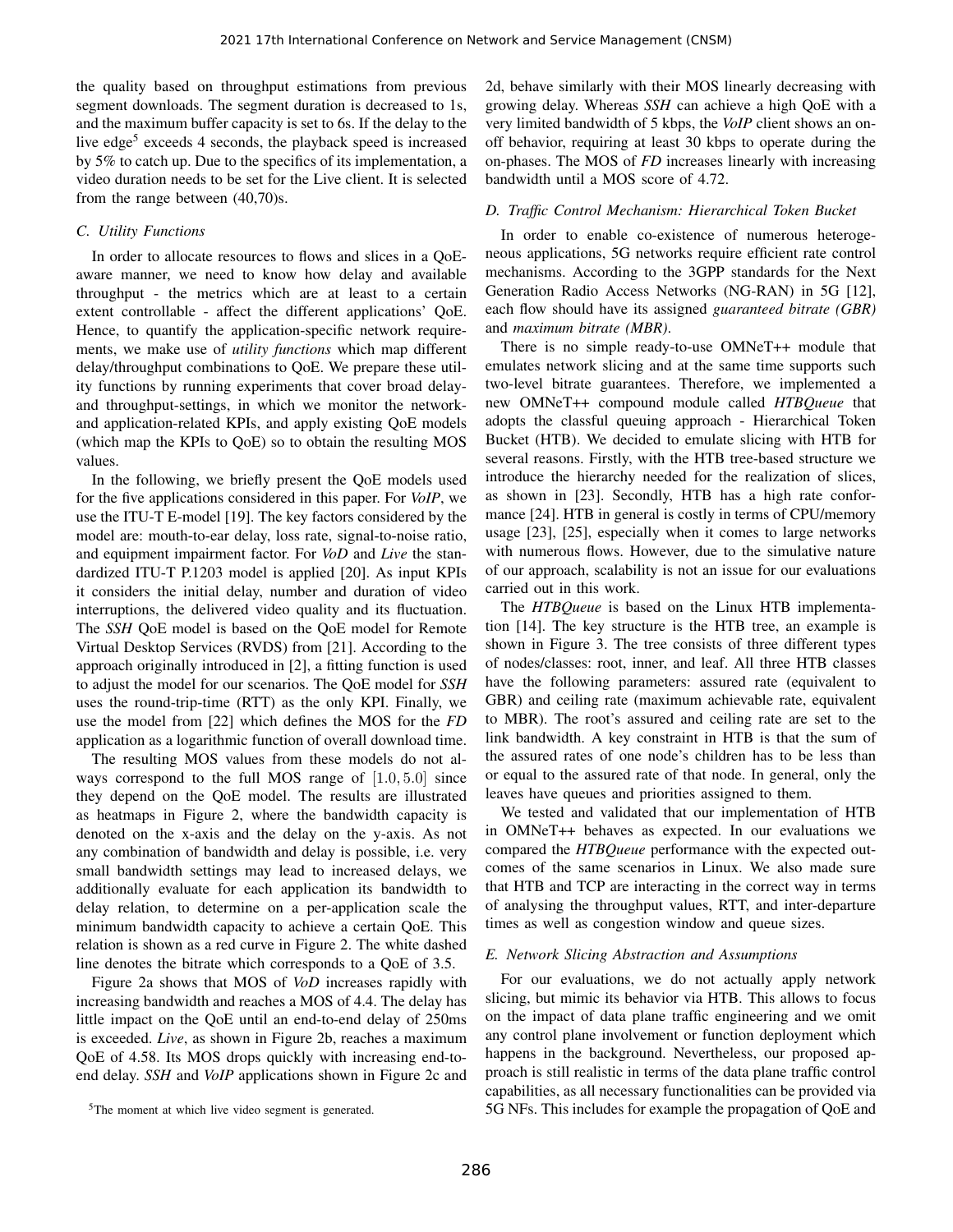the quality based on throughput estimations from previous segment downloads. The segment duration is decreased to 1s, and the maximum buffer capacity is set to 6s. If the delay to the live edge[5] exceeds 4 seconds, the playback speed is increased by 5% to catch up. Due to the specifics of its implementation, a video duration needs to be set for the Live client. It is selected from the range between (40,70)s.

### C. Utility Functions

In order to allocate resources to flows and slices in a QoE-aware manner, we need to know how delay and available throughput - the metrics which are at least to a certain extent controllable - affect the different applications' QoE. Hence, to quantify the application-specific network requirements, we make use of *utility functions* which map different delay/throughput combinations to QoE. We prepare these utility functions by running experiments that cover broad delay- and throughput-settings, in which we monitor the network- and application-related KPIs, and apply existing QoE models (which map the KPIs to QoE) so to obtain the resulting MOS values.

In the following, we briefly present the QoE models used for the five applications considered in this paper. For *VoIP*, we use the ITU-T E-model [19]. The key factors considered by the model are: mouth-to-ear delay, loss rate, signal-to-noise ratio, and equipment impairment factor. For *VoD* and *Live* the standardized ITU-T P.1203 model is applied [20]. As input KPIs it considers the initial delay, number and duration of video interruptions, the delivered video quality and its fluctuation. The *SSH* QoE model is based on the QoE model for Remote Virtual Desktop Services (RVDS) from [21]. According to the approach originally introduced in [2], a fitting function is used to adjust the model for our scenarios. The QoE model for *SSH* uses the round-trip-time (RTT) as the only KPI. Finally, we use the model from [22] which defines the MOS for the *FD* application as a logarithmic function of overall download time.

The resulting MOS values from these models do not always correspond to the full MOS range of $[1.0, 5.0]$ since they depend on the QoE model. The results are illustrated as heatmaps in Figure 2, where the bandwidth capacity is denoted on the x-axis and the delay on the y-axis. As not any combination of bandwidth and delay is possible, i.e. very small bandwidth settings may lead to increased delays, we additionally evaluate for each application its bandwidth to delay relation, to determine on a per-application scale the minimum bandwidth capacity to achieve a certain QoE. This relation is shown as a red curve in Figure 2. The white dashed line denotes the bitrate which corresponds to a QoE of 3.5.

Figure 2a shows that MOS of *VoD* increases rapidly with increasing bandwidth and reaches a MOS of 4.4. The delay has little impact on the QoE until an end-to-end delay of 250ms is exceeded. *Live*, as shown in Figure 2b, reaches a maximum QoE of 4.58. Its MOS drops quickly with increasing end-to-end delay. *SSH* and *VoIP* applications shown in Figure 2c and 2d, behave similarly with their MOS linearly decreasing with growing delay. Whereas *SSH* can achieve a high QoE with a very limited bandwidth of 5 kbps, the *VoIP* client shows an on-off behavior, requiring at least 30 kbps to operate during the on-phases. The MOS of *FD* increases linearly with increasing bandwidth until a MOS score of 4.72.

### D. Traffic Control Mechanism: Hierarchical Token Bucket

In order to enable co-existence of numerous heterogeneous applications, 5G networks require efficient rate control mechanisms. According to the 3GPP standards for the Next Generation Radio Access Networks (NG-RAN) in 5G [12], each flow should have its assigned *guaranteed bitrate (GBR)* and *maximum bitrate (MBR)*.

There is no simple ready-to-use OMNeT++ module that emulates network slicing and at the same time supports such two-level bitrate guarantees. Therefore, we implemented a new OMNeT++ compound module called *HTBQueue* that adopts the classful queuing approach - Hierarchical Token Bucket (HTB). We decided to emulate slicing with HTB for several reasons. Firstly, with the HTB tree-based structure we introduce the hierarchy needed for the realization of slices, as shown in [23]. Secondly, HTB has a high rate conformance [24]. HTB in general is costly in terms of CPU/memory usage [23], [25], especially when it comes to large networks with numerous flows. However, due to the simulative nature of our approach, scalability is not an issue for our evaluations carried out in this work.

The *HTBQueue* is based on the Linux HTB implementation [14]. The key structure is the HTB tree, an example is shown in Figure 3. The tree consists of three different types of nodes/classes: root, inner, and leaf. All three HTB classes have the following parameters: assured rate (equivalent to GBR) and ceiling rate (maximum achievable rate, equivalent to MBR). The root's assured and ceiling rate are set to the link bandwidth. A key constraint in HTB is that the sum of the assured rates of one node's children has to be less than or equal to the assured rate of that node. In general, only the leaves have queues and priorities assigned to them.

We tested and validated that our implementation of HTB in OMNeT++ behaves as expected. In our evaluations we compared the *HTBQueue* performance with the expected outcomes of the same scenarios in Linux. We also made sure that HTB and TCP are interacting in the correct way in terms of analysing the throughput values, RTT, and inter-departure times as well as congestion window and queue sizes.

### E. Network Slicing Abstraction and Assumptions

For our evaluations, we do not actually apply network slicing, but mimic its behavior via HTB. This allows to focus on the impact of data plane traffic engineering and we omit any control plane involvement or function deployment which happens in the background. Nevertheless, our proposed approach is still realistic in terms of the data plane traffic control capabilities, as all necessary functionalities can be provided via 5G NFs. This includes for example the propagation of QoE and

[5] The moment at which live video segment is generated.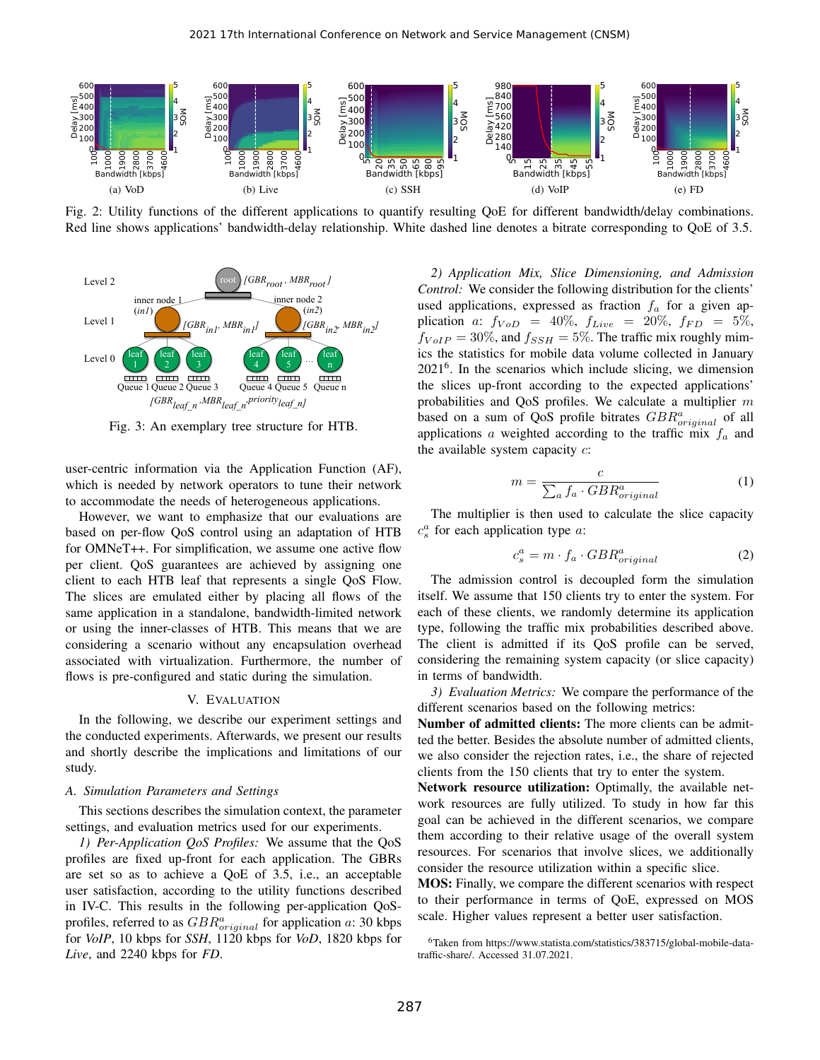Fig. 2: Utility functions of the different applications to quantify resulting QoE for different bandwidth/delay combinations. Red line shows applications' bandwidth-delay relationship. White dashed line denotes a bitrate corresponding to QoE of 3.5.

Fig. 3: An exemplary tree structure for HTB.

user-centric information via the Application Function (AF), which is needed by network operators to tune their network to accommodate the needs of heterogeneous applications.

However, we want to emphasize that our evaluations are based on per-flow QoS control using an adaptation of HTB for OMNeT++. For simplification, we assume one active flow per client. QoS guarantees are achieved by assigning one client to each HTB leaf that represents a single QoS Flow. The slices are emulated either by placing all flows of the same application in a standalone, bandwidth-limited network or using the inner-classes of HTB. This means that we are considering a scenario without any encapsulation overhead associated with virtualization. Furthermore, the number of flows is pre-configured and static during the simulation.

## V. Evaluation

In the following, we describe our experiment settings and the conducted experiments. Afterwards, we present our results and shortly describe the implications and limitations of our study.

### A. Simulation Parameters and Settings

This sections describes the simulation context, the parameter settings, and evaluation metrics used for our experiments.

*1) Per-Application QoS Profiles:* We assume that the QoS profiles are fixed up-front for each application. The GBRs are set so as to achieve a QoE of 3.5, i.e., an acceptable user satisfaction, according to the utility functions described in IV-C. This results in the following per-application QoS-profiles, referred to as $GBR^a_{original}$ for application $a$: 30 kbps for *VoIP*, 10 kbps for *SSH*, 1120 kbps for *VoD*, 1820 kbps for *Live*, and 2240 kbps for *FD*.

*2) Application Mix, Slice Dimensioning, and Admission Control:* We consider the following distribution for the clients' used applications, expressed as fraction $f_a$ for a given application $a$: $f_{VoD} = 40\%$, $f_{Live} = 20\%$, $f_{FD} = 5\%$, $f_{VoIP} = 30\%$, and $f_{SSH} = 5\%$. The traffic mix roughly mimics the statistics for mobile data volume collected in January 2021[6]. In the scenarios which include slicing, we dimension the slices up-front according to the expected applications' probabilities and QoS profiles. We calculate a multiplier $m$ based on a sum of QoS profile bitrates $GBR^a_{original}$ of all applications $a$ weighted according to the traffic mix $f_a$ and the available system capacity $c$:

$$m = \frac{c}{\sum_a f_a \cdot GBR^a_{original}} \tag{1}$$

The multiplier is then used to calculate the slice capacity $c^a_s$ for each application type $a$:

$$c^a_s = m \cdot f_a \cdot GBR^a_{original} \tag{2}$$

The admission control is decoupled form the simulation itself. We assume that 150 clients try to enter the system. For each of these clients, we randomly determine its application type, following the traffic mix probabilities described above. The client is admitted if its QoS profile can be served, considering the remaining system capacity (or slice capacity) in terms of bandwidth.

*3) Evaluation Metrics:* We compare the performance of the different scenarios based on the following metrics:

**Number of admitted clients:** The more clients can be admitted the better. Besides the absolute number of admitted clients, we also consider the rejection rates, i.e., the share of rejected clients from the 150 clients that try to enter the system.

**Network resource utilization:** Optimally, the available network resources are fully utilized. To study in how far this goal can be achieved in the different scenarios, we compare them according to their relative usage of the overall system resources. For scenarios that involve slices, we additionally consider the resource utilization within a specific slice.

**MOS:** Finally, we compare the different scenarios with respect to their performance in terms of QoE, expressed on MOS scale. Higher values represent a better user satisfaction.

[6] Taken from https://www.statista.com/statistics/383715/global-mobile-data-traffic-share/. Accessed 31.07.2021.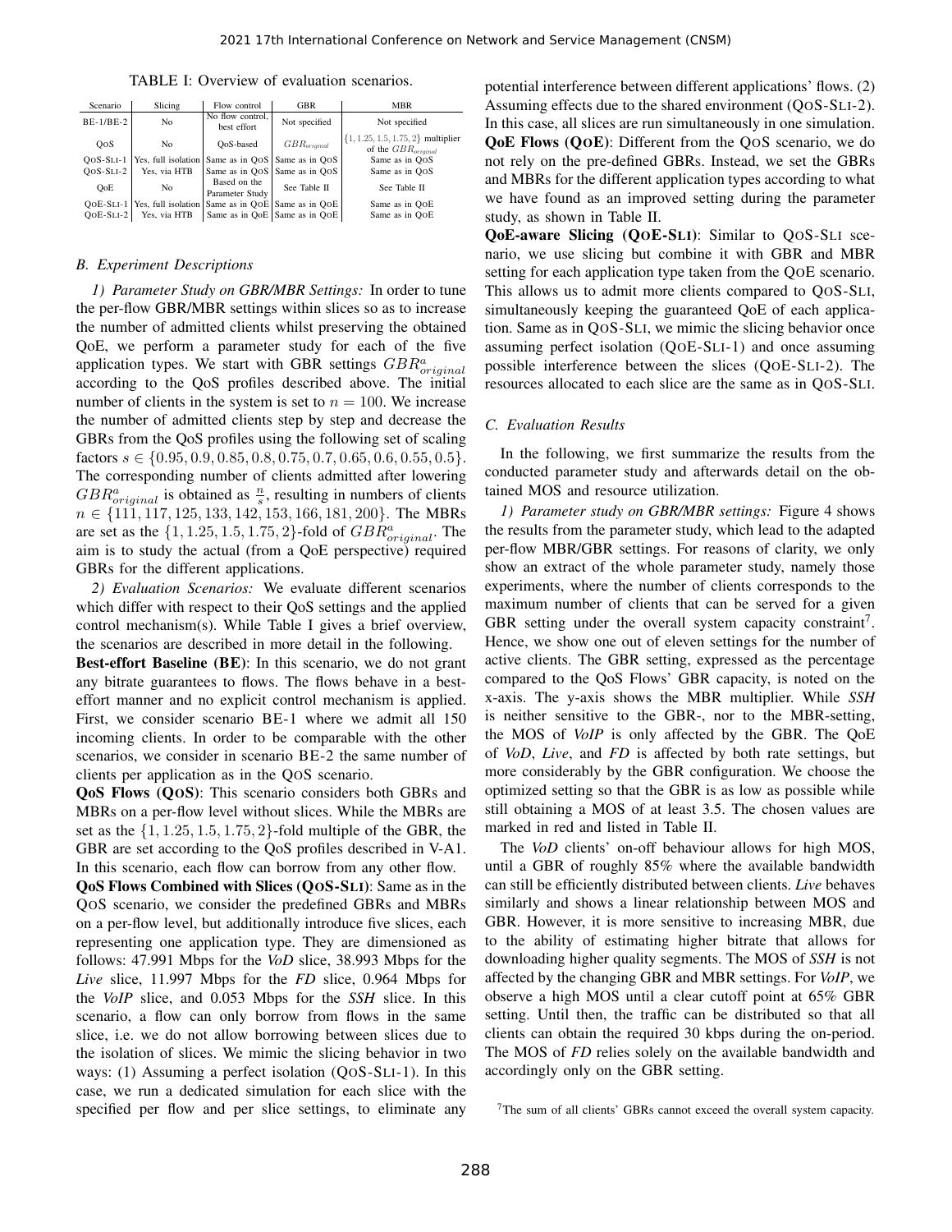TABLE I: Overview of evaluation scenarios.

| Scenario | Slicing | Flow control | GBR | MBR |
|---|---|---|---|---|
| BE-1/BE-2 | No | No flow control, best effort | Not specified | Not specified |
| QoS | No | QoS-based | $GBR_{original}$ | $\{1, 1.25, 1.5, 1.75, 2\}$ multiplier of the $GBR_{original}$ |
| QoS-Sli-1 | Yes, full isolation | Same as in QoS | Same as in QoS | Same as in QoS |
| QoS-Sli-2 | Yes, via HTB | Same as in QoS | Same as in QoS | Same as in QoS |
| QoE | No | Based on the Parameter Study | See Table II | See Table II |
| QoE-Sli-1 | Yes, full isolation | Same as in QoE | Same as in QoE | Same as in QoE |
| QoE-Sli-2 | Yes, via HTB | Same as in QoE | Same as in QoE | Same as in QoE |

### B. Experiment Descriptions

*1) Parameter Study on GBR/MBR Settings:* In order to tune the per-flow GBR/MBR settings within slices so as to increase the number of admitted clients whilst preserving the obtained QoE, we perform a parameter study for each of the five application types. We start with GBR settings $GBR^a_{original}$ according to the QoS profiles described above. The initial number of clients in the system is set to $n = 100$. We increase the number of admitted clients step by step and decrease the GBRs from the QoS profiles using the following set of scaling factors $s \in \{0.95, 0.9, 0.85, 0.8, 0.75, 0.7, 0.65, 0.6, 0.55, 0.5\}$. The corresponding number of clients admitted after lowering $GBR^a_{original}$ is obtained as $\frac{n}{s}$, resulting in numbers of clients $n \in \{111, 117, 125, 133, 142, 153, 166, 181, 200\}$. The MBRs are set as the $\{1, 1.25, 1.5, 1.75, 2\}$-fold of $GBR^a_{original}$. The aim is to study the actual (from a QoE perspective) required GBRs for the different applications.

*2) Evaluation Scenarios:* We evaluate different scenarios which differ with respect to their QoS settings and the applied control mechanism(s). While Table I gives a brief overview, the scenarios are described in more detail in the following.

**Best-effort Baseline (BE)**: In this scenario, we do not grant any bitrate guarantees to flows. The flows behave in a best-effort manner and no explicit control mechanism is applied. First, we consider scenario BE-1 where we admit all 150 incoming clients. In order to be comparable with the other scenarios, we consider in scenario BE-2 the same number of clients per application as in the QoS scenario.

**QoS Flows (QoS)**: This scenario considers both GBRs and MBRs on a per-flow level without slices. While the MBRs are set as the $\{1, 1.25, 1.5, 1.75, 2\}$-fold multiple of the GBR, the GBR are set according to the QoS profiles described in V-A1. In this scenario, each flow can borrow from any other flow.

**QoS Flows Combined with Slices (QoS-Sli)**: Same as in the QoS scenario, we consider the predefined GBRs and MBRs on a per-flow level, but additionally introduce five slices, each representing one application type. They are dimensioned as follows: 47.991 Mbps for the *VoD* slice, 38.993 Mbps for the *Live* slice, 11.997 Mbps for the *FD* slice, 0.964 Mbps for the *VoIP* slice, and 0.053 Mbps for the *SSH* slice. In this scenario, a flow can only borrow from flows in the same slice, i.e. we do not allow borrowing between slices due to the isolation of slices. We mimic the slicing behavior in two ways: (1) Assuming a perfect isolation (QoS-Sli-1). In this case, we run a dedicated simulation for each slice with the specified per flow and per slice settings, to eliminate any potential interference between different applications' flows. (2) Assuming effects due to the shared environment (QoS-Sli-2). In this case, all slices are run simultaneously in one simulation.

**QoE Flows (QoE)**: Different from the QoS scenario, we do not rely on the pre-defined GBRs. Instead, we set the GBRs and MBRs for the different application types according to what we have found as an improved setting during the parameter study, as shown in Table II.

**QoE-aware Slicing (QoE-Sli)**: Similar to QoS-Sli scenario, we use slicing but combine it with GBR and MBR setting for each application type taken from the QoE scenario. This allows us to admit more clients compared to QoS-Sli, simultaneously keeping the guaranteed QoE of each application. Same as in QoS-Sli, we mimic the slicing behavior once assuming perfect isolation (QoE-Sli-1) and once assuming possible interference between the slices (QoE-Sli-2). The resources allocated to each slice are the same as in QoS-Sli.

### C. Evaluation Results

In the following, we first summarize the results from the conducted parameter study and afterwards detail on the obtained MOS and resource utilization.

*1) Parameter study on GBR/MBR settings:* Figure 4 shows the results from the parameter study, which lead to the adapted per-flow MBR/GBR settings. For reasons of clarity, we only show an extract of the whole parameter study, namely those experiments, where the number of clients corresponds to the maximum number of clients that can be served for a given GBR setting under the overall system capacity constraint[7]. Hence, we show one out of eleven settings for the number of active clients. The GBR setting, expressed as the percentage compared to the QoS Flows' GBR capacity, is noted on the x-axis. The y-axis shows the MBR multiplier. While *SSH* is neither sensitive to the GBR-, nor to the MBR-setting, the MOS of *VoIP* is only affected by the GBR. The QoE of *VoD*, *Live*, and *FD* is affected by both rate settings, but more considerably by the GBR configuration. We choose the optimized setting so that the GBR is as low as possible while still obtaining a MOS of at least 3.5. The chosen values are marked in red and listed in Table II.

The *VoD* clients' on-off behaviour allows for high MOS, until a GBR of roughly 85% where the available bandwidth can still be efficiently distributed between clients. *Live* behaves similarly and shows a linear relationship between MOS and GBR. However, it is more sensitive to increasing MBR, due to the ability of estimating higher bitrate that allows for downloading higher quality segments. The MOS of *SSH* is not affected by the changing GBR and MBR settings. For *VoIP*, we observe a high MOS until a clear cutoff point at 65% GBR setting. Until then, the traffic can be distributed so that all clients can obtain the required 30 kbps during the on-period. The MOS of *FD* relies solely on the available bandwidth and accordingly only on the GBR setting.

[7] The sum of all clients' GBRs cannot exceed the overall system capacity.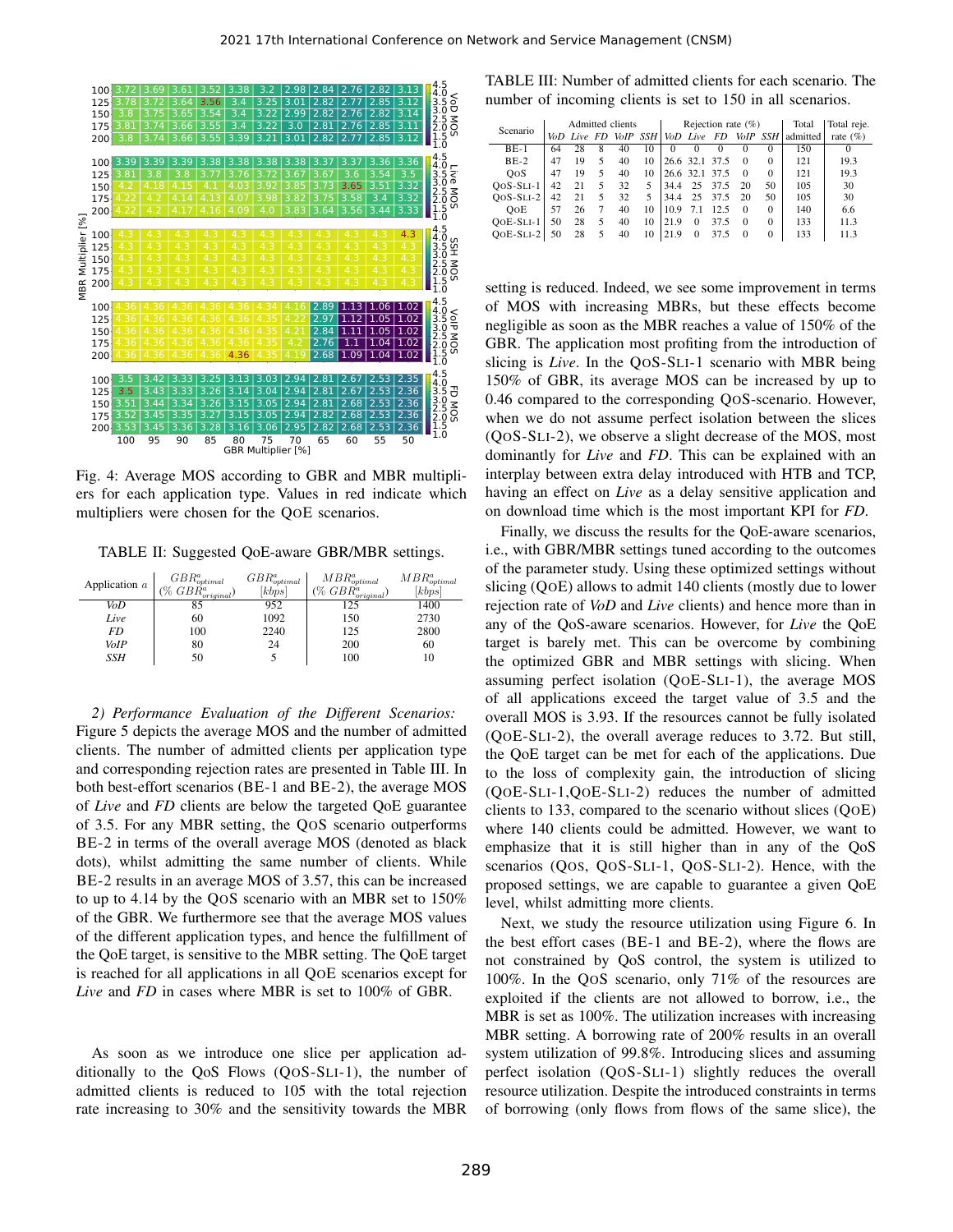Fig. 4: Average MOS according to GBR and MBR multipliers for each application type. Values in red indicate which multipliers were chosen for the QOE scenarios.

TABLE II: Suggested QoE-aware GBR/MBR settings.

| Application $a$ | $GBR^a_{optimal}$ (% $GBR^a_{original}$) | $GBR^a_{optimal}$ [kbps] | $MBR^a_{optimal}$ (% $GBR^a_{original}$) | $MBR^a_{optimal}$ [kbps] |
|---|---|---|---|---|
| *VoD* | 85 | 952 | 125 | 1400 |
| *Live* | 60 | 1092 | 150 | 2730 |
| *FD* | 100 | 2240 | 125 | 2800 |
| *VoIP* | 80 | 24 | 200 | 60 |
| *SSH* | 50 | 5 | 100 | 10 |

*2) Performance Evaluation of the Different Scenarios:* Figure 5 depicts the average MOS and the number of admitted clients. The number of admitted clients per application type and corresponding rejection rates are presented in Table III. In both best-effort scenarios (BE-1 and BE-2), the average MOS of *Live* and *FD* clients are below the targeted QoE guarantee of 3.5. For any MBR setting, the QOS scenario outperforms BE-2 in terms of the overall average MOS (denoted as black dots), whilst admitting the same number of clients. While BE-2 results in an average MOS of 3.57, this can be increased to up to 4.14 by the QOS scenario with an MBR set to 150% of the GBR. We furthermore see that the average MOS values of the different application types, and hence the fulfillment of the QoE target, is sensitive to the MBR setting. The QoE target is reached for all applications in all QOE scenarios except for *Live* and *FD* in cases where MBR is set to 100% of GBR.

As soon as we introduce one slice per application additionally to the QoS Flows (QOS-SLI-1), the number of admitted clients is reduced to 105 with the total rejection rate increasing to 30% and the sensitivity towards the MBR setting is reduced. Indeed, we see some improvement in terms of MOS with increasing MBRs, but these effects become negligible as soon as the MBR reaches a value of 150% of the GBR. The application most profiting from the introduction of slicing is *Live*. In the QOS-SLI-1 scenario with MBR being 150% of GBR, its average MOS can be increased by up to 0.46 compared to the corresponding QOS-scenario. However, when we do not assume perfect isolation between the slices (QOS-SLI-2), we observe a slight decrease of the MOS, most dominantly for *Live* and *FD*. This can be explained with an interplay between extra delay introduced with HTB and TCP, having an effect on *Live* as a delay sensitive application and on download time which is the most important KPI for *FD*.

TABLE III: Number of admitted clients for each scenario. The number of incoming clients is set to 150 in all scenarios.

| Scenario | Admitted clients | | | | | Rejection rate (%) | | | | | Total admitted | Total reje. rate (%) |
|---|---|---|---|---|---|---|---|---|---|---|---|---|
| | *VoD* | *Live* | *FD* | *VoIP* | *SSH* | *VoD* | *Live* | *FD* | *VoIP* | *SSH* | | |
| BE-1 | 64 | 28 | 8 | 40 | 10 | 0 | 0 | 0 | 0 | 0 | 150 | 0 |
| BE-2 | 47 | 19 | 5 | 40 | 10 | 26.6 | 32.1 | 37.5 | 0 | 0 | 121 | 19.3 |
| QOS | 47 | 19 | 5 | 40 | 10 | 26.6 | 32.1 | 37.5 | 0 | 0 | 121 | 19.3 |
| QOS-SLI-1 | 42 | 21 | 5 | 32 | 5 | 34.4 | 25 | 37.5 | 20 | 50 | 105 | 30 |
| QOS-SLI-2 | 42 | 21 | 5 | 32 | 5 | 34.4 | 25 | 37.5 | 20 | 50 | 105 | 30 |
| QOE | 57 | 26 | 7 | 40 | 10 | 10.9 | 7.1 | 12.5 | 0 | 0 | 140 | 6.6 |
| QOE-SLI-1 | 50 | 28 | 5 | 40 | 10 | 21.9 | 0 | 37.5 | 0 | 0 | 133 | 11.3 |
| QOE-SLI-2 | 50 | 28 | 5 | 40 | 10 | 21.9 | 0 | 37.5 | 0 | 0 | 133 | 11.3 |

Finally, we discuss the results for the QoE-aware scenarios, i.e., with GBR/MBR settings tuned according to the outcomes of the parameter study. Using these optimized settings without slicing (QOE) allows to admit 140 clients (mostly due to lower rejection rate of *VoD* and *Live* clients) and hence more than in any of the QoS-aware scenarios. However, for *Live* the QoE target is barely met. This can be overcome by combining the optimized GBR and MBR settings with slicing. When assuming perfect isolation (QOE-SLI-1), the average MOS of all applications exceed the target value of 3.5 and the overall MOS is 3.93. If the resources cannot be fully isolated (QOE-SLI-2), the overall average reduces to 3.72. But still, the QoE target can be met for each of the applications. Due to the loss of complexity gain, the introduction of slicing (QOE-SLI-1,QOE-SLI-2) reduces the number of admitted clients to 133, compared to the scenario without slices (QOE) where 140 clients could be admitted. However, we want to emphasize that it is still higher than in any of the QoS scenarios (QOS, QOS-SLI-1, QOS-SLI-2). Hence, with the proposed settings, we are capable to guarantee a given QoE level, whilst admitting more clients.

Next, we study the resource utilization using Figure 6. In the best effort cases (BE-1 and BE-2), where the flows are not constrained by QoS control, the system is utilized to 100%. In the QOS scenario, only 71% of the resources are exploited if the clients are not allowed to borrow, i.e., the MBR is set as 100%. The utilization increases with increasing MBR setting. A borrowing rate of 200% results in an overall system utilization of 99.8%. Introducing slices and assuming perfect isolation (QOS-SLI-1) slightly reduces the overall resource utilization. Despite the introduced constraints in terms of borrowing (only flows from flows of the same slice), the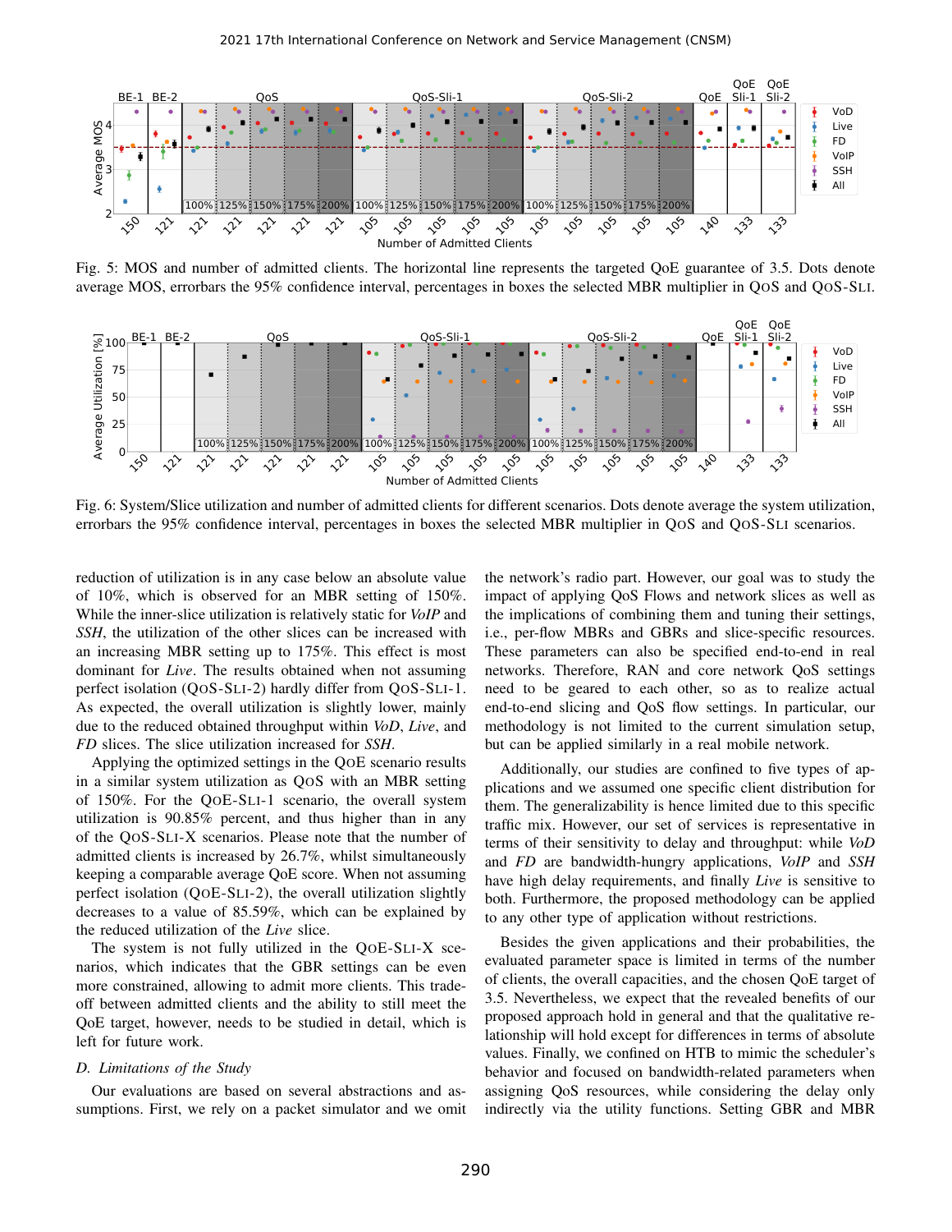Fig. 5: MOS and number of admitted clients. The horizontal line represents the targeted QoE guarantee of 3.5. Dots denote average MOS, errorbars the 95% confidence interval, percentages in boxes the selected MBR multiplier in QoS and QoS-Sli.

Fig. 6: System/Slice utilization and number of admitted clients for different scenarios. Dots denote average the system utilization, errorbars the 95% confidence interval, percentages in boxes the selected MBR multiplier in QoS and QoS-Sli scenarios.

reduction of utilization is in any case below an absolute value of 10%, which is observed for an MBR setting of 150%. While the inner-slice utilization is relatively static for *VoIP* and *SSH*, the utilization of the other slices can be increased with an increasing MBR setting up to 175%. This effect is most dominant for *Live*. The results obtained when not assuming perfect isolation (QoS-Sli-2) hardly differ from QoS-Sli-1. As expected, the overall utilization is slightly lower, mainly due to the reduced obtained throughput within *VoD*, *Live*, and *FD* slices. The slice utilization increased for *SSH*.

Applying the optimized settings in the QoE scenario results in a similar system utilization as QoS with an MBR setting of 150%. For the QoE-Sli-1 scenario, the overall system utilization is 90.85% percent, and thus higher than in any of the QoS-Sli-X scenarios. Please note that the number of admitted clients is increased by 26.7%, whilst simultaneously keeping a comparable average QoE score. When not assuming perfect isolation (QoE-Sli-2), the overall utilization slightly decreases to a value of 85.59%, which can be explained by the reduced utilization of the *Live* slice.

The system is not fully utilized in the QoE-Sli-X scenarios, which indicates that the GBR settings can be even more constrained, allowing to admit more clients. This trade-off between admitted clients and the ability to still meet the QoE target, however, needs to be studied in detail, which is left for future work.

### D. Limitations of the Study

Our evaluations are based on several abstractions and assumptions. First, we rely on a packet simulator and we omit the network's radio part. However, our goal was to study the impact of applying QoS Flows and network slices as well as the implications of combining them and tuning their settings, i.e., per-flow MBRs and GBRs and slice-specific resources. These parameters can also be specified end-to-end in real networks. Therefore, RAN and core network QoS settings need to be geared to each other, so as to realize actual end-to-end slicing and QoS flow settings. In particular, our methodology is not limited to the current simulation setup, but can be applied similarly in a real mobile network.

Additionally, our studies are confined to five types of applications and we assumed one specific client distribution for them. The generalizability is hence limited due to this specific traffic mix. However, our set of services is representative in terms of their sensitivity to delay and throughput: while *VoD* and *FD* are bandwidth-hungry applications, *VoIP* and *SSH* have high delay requirements, and finally *Live* is sensitive to both. Furthermore, the proposed methodology can be applied to any other type of application without restrictions.

Besides the given applications and their probabilities, the evaluated parameter space is limited in terms of the number of clients, the overall capacities, and the chosen QoE target of 3.5. Nevertheless, we expect that the revealed benefits of our proposed approach hold in general and that the qualitative relationship will hold except for differences in terms of absolute values. Finally, we confined on HTB to mimic the scheduler's behavior and focused on bandwidth-related parameters when assigning QoS resources, while considering the delay only indirectly via the utility functions. Setting GBR and MBR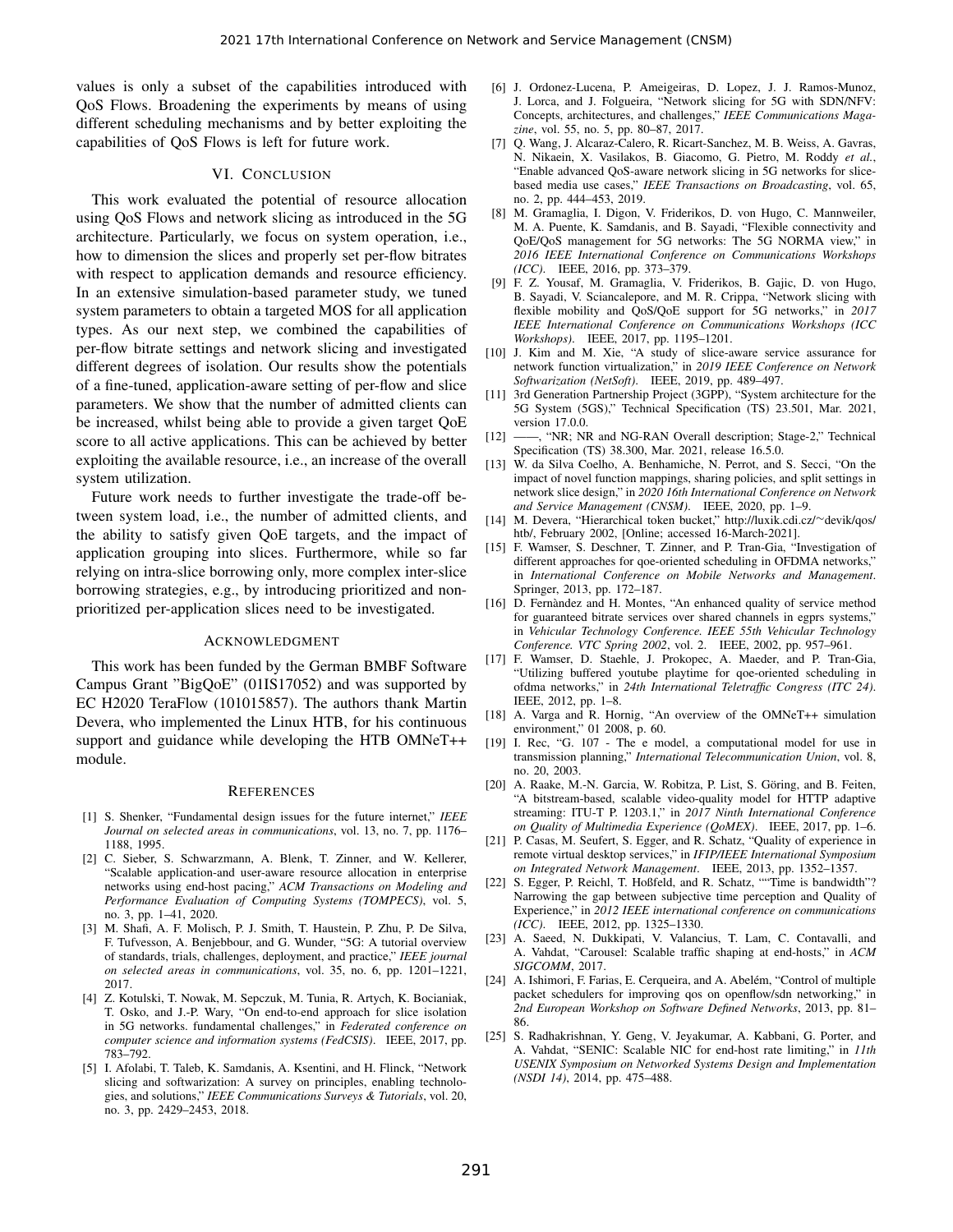values is only a subset of the capabilities introduced with QoS Flows. Broadening the experiments by means of using different scheduling mechanisms and by better exploiting the capabilities of QoS Flows is left for future work.

## VI. Conclusion

This work evaluated the potential of resource allocation using QoS Flows and network slicing as introduced in the 5G architecture. Particularly, we focus on system operation, i.e., how to dimension the slices and properly set per-flow bitrates with respect to application demands and resource efficiency. In an extensive simulation-based parameter study, we tuned system parameters to obtain a targeted MOS for all application types. As our next step, we combined the capabilities of per-flow bitrate settings and network slicing and investigated different degrees of isolation. Our results show the potentials of a fine-tuned, application-aware setting of per-flow and slice parameters. We show that the number of admitted clients can be increased, whilst being able to provide a given target QoE score to all active applications. This can be achieved by better exploiting the available resource, i.e., an increase of the overall system utilization.

Future work needs to further investigate the trade-off between system load, i.e., the number of admitted clients, and the ability to satisfy given QoE targets, and the impact of application grouping into slices. Furthermore, while so far relying on intra-slice borrowing only, more complex inter-slice borrowing strategies, e.g., by introducing prioritized and non-prioritized per-application slices need to be investigated.

## Acknowledgment

This work has been funded by the German BMBF Software Campus Grant "BigQoE" (01IS17052) and was supported by EC H2020 TeraFlow (101015857). The authors thank Martin Devera, who implemented the Linux HTB, for his continuous support and guidance while developing the HTB OMNeT++ module.

## References

[1] S. Shenker, "Fundamental design issues for the future internet," *IEEE Journal on selected areas in communications*, vol. 13, no. 7, pp. 1176–1188, 1995.

[2] C. Sieber, S. Schwarzmann, A. Blenk, T. Zinner, and W. Kellerer, "Scalable application-and user-aware resource allocation in enterprise networks using end-host pacing," *ACM Transactions on Modeling and Performance Evaluation of Computing Systems (TOMPECS)*, vol. 5, no. 3, pp. 1–41, 2020.

[3] M. Shafi, A. F. Molisch, P. J. Smith, T. Haustein, P. Zhu, P. De Silva, F. Tufvesson, A. Benjebbour, and G. Wunder, "5G: A tutorial overview of standards, trials, challenges, deployment, and practice," *IEEE journal on selected areas in communications*, vol. 35, no. 6, pp. 1201–1221, 2017.

[4] Z. Kotulski, T. Nowak, M. Sepczuk, M. Tunia, R. Artych, K. Bocianiak, T. Osko, and J.-P. Wary, "On end-to-end approach for slice isolation in 5G networks. fundamental challenges," in *Federated conference on computer science and information systems (FedCSIS)*. IEEE, 2017, pp. 783–792.

[5] I. Afolabi, T. Taleb, K. Samdanis, A. Ksentini, and H. Flinck, "Network slicing and softwarization: A survey on principles, enabling technologies, and solutions," *IEEE Communications Surveys & Tutorials*, vol. 20, no. 3, pp. 2429–2453, 2018.

[6] J. Ordonez-Lucena, P. Ameigeiras, D. Lopez, J. J. Ramos-Munoz, J. Lorca, and J. Folgueira, "Network slicing for 5G with SDN/NFV: Concepts, architectures, and challenges," *IEEE Communications Magazine*, vol. 55, no. 5, pp. 80–87, 2017.

[7] Q. Wang, J. Alcaraz-Calero, R. Ricart-Sanchez, M. B. Weiss, A. Gavras, N. Nikaein, X. Vasilakos, B. Giacomo, G. Pietro, M. Roddy *et al.*, "Enable advanced QoS-aware network slicing in 5G networks for slice-based media use cases," *IEEE Transactions on Broadcasting*, vol. 65, no. 2, pp. 444–453, 2019.

[8] M. Gramaglia, I. Digon, V. Friderikos, D. von Hugo, C. Mannweiler, M. A. Puente, K. Samdanis, and B. Sayadi, "Flexible connectivity and QoE/QoS management for 5G networks: The 5G NORMA view," in *2016 IEEE International Conference on Communications Workshops (ICC)*. IEEE, 2016, pp. 373–379.

[9] F. Z. Yousaf, M. Gramaglia, V. Friderikos, B. Gajic, D. von Hugo, B. Sayadi, V. Sciancalepore, and M. R. Crippa, "Network slicing with flexible mobility and QoS/QoE support for 5G networks," in *2017 IEEE International Conference on Communications Workshops (ICC Workshops)*. IEEE, 2017, pp. 1195–1201.

[10] J. Kim and M. Xie, "A study of slice-aware service assurance for network function virtualization," in *2019 IEEE Conference on Network Softwarization (NetSoft)*. IEEE, 2019, pp. 489–497.

[11] 3rd Generation Partnership Project (3GPP), "System architecture for the 5G System (5GS)," Technical Specification (TS) 23.501, Mar. 2021, version 17.0.0.

[12] ——, "NR; NR and NG-RAN Overall description; Stage-2," Technical Specification (TS) 38.300, Mar. 2021, release 16.5.0.

[13] W. da Silva Coelho, A. Benhamiche, N. Perrot, and S. Secci, "On the impact of novel function mappings, sharing policies, and split settings in network slice design," in *2020 16th International Conference on Network and Service Management (CNSM)*. IEEE, 2020, pp. 1–9.

[14] M. Devera, "Hierarchical token bucket," http://luxik.cdi.cz/~devik/qos/htb/, February 2002, [Online; accessed 16-March-2021].

[15] F. Wamser, S. Deschner, T. Zinner, and P. Tran-Gia, "Investigation of different approaches for qoe-oriented scheduling in OFDMA networks," in *International Conference on Mobile Networks and Management*. Springer, 2013, pp. 172–187.

[16] D. Fernàndez and H. Montes, "An enhanced quality of service method for guaranteed bitrate services over shared channels in egprs systems," in *Vehicular Technology Conference. IEEE 55th Vehicular Technology Conference. VTC Spring 2002*, vol. 2. IEEE, 2002, pp. 957–961.

[17] F. Wamser, D. Staehle, J. Prokopec, A. Maeder, and P. Tran-Gia, "Utilizing buffered youtube playtime for qoe-oriented scheduling in ofdma networks," in *24th International Teletraffic Congress (ITC 24)*. IEEE, 2012, pp. 1–8.

[18] A. Varga and R. Hornig, "An overview of the OMNeT++ simulation environment," 01 2008, p. 60.

[19] I. Rec, "G. 107 - The e model, a computational model for use in transmission planning," *International Telecommunication Union*, vol. 8, no. 20, 2003.

[20] A. Raake, M.-N. Garcia, W. Robitza, P. List, S. Göring, and B. Feiten, "A bitstream-based, scalable video-quality model for HTTP adaptive streaming: ITU-T P. 1203.1," in *2017 Ninth International Conference on Quality of Multimedia Experience (QoMEX)*. IEEE, 2017, pp. 1–6.

[21] P. Casas, M. Seufert, S. Egger, and R. Schatz, "Quality of experience in remote virtual desktop services," in *IFIP/IEEE International Symposium on Integrated Network Management*. IEEE, 2013, pp. 1352–1357.

[22] S. Egger, P. Reichl, T. Hoßfeld, and R. Schatz, ""Time is bandwidth"? Narrowing the gap between subjective time perception and Quality of Experience," in *2012 IEEE international conference on communications (ICC)*. IEEE, 2012, pp. 1325–1330.

[23] A. Saeed, N. Dukkipati, V. Valancius, T. Lam, C. Contavalli, and A. Vahdat, "Carousel: Scalable traffic shaping at end-hosts," in *ACM SIGCOMM*, 2017.

[24] A. Ishimori, F. Farias, E. Cerqueira, and A. Abelém, "Control of multiple packet schedulers for improving qos on openflow/sdn networking," in *2nd European Workshop on Software Defined Networks*, 2013, pp. 81–86.

[25] S. Radhakrishnan, Y. Geng, V. Jeyakumar, A. Kabbani, G. Porter, and A. Vahdat, "SENIC: Scalable NIC for end-host rate limiting," in *11th USENIX Symposium on Networked Systems Design and Implementation (NSDI 14)*, 2014, pp. 475–488.